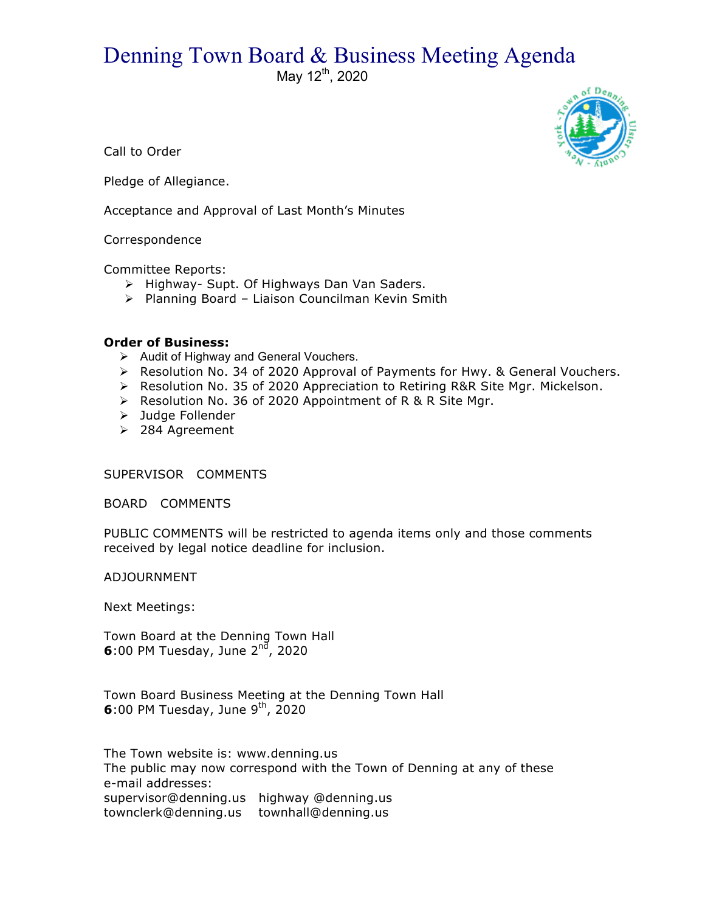# Denning Town Board & Business Meeting Agenda

May 12th, 2020

Call to Order

Pledge of Allegiance.

Acceptance and Approval of Last Month's Minutes

Correspondence

Committee Reports:

- Highway- Supt. Of Highways Dan Van Saders.
- Planning Board – Liaison Councilman Kevin Smith

**Order of Business:**

- Audit of Highway and General Vouchers.
- Resolution No. 34 of 2020 Approval of Payments for Hwy. & General Vouchers.
- Resolution No. 35 of 2020 Appreciation to Retiring R&R Site Mgr. Mickelson.
- Resolution No. 36 of 2020 Appointment of R & R Site Mgr.
- Judge Follender
- 284 Agreement

SUPERVISOR COMMENTS

BOARD COMMENTS

PUBLIC COMMENTS will be restricted to agenda items only and those comments received by legal notice deadline for inclusion.

ADJOURNMENT

Next Meetings:

Town Board at the Denning Town Hall
**6**:00 PM Tuesday, June 2nd, 2020

Town Board Business Meeting at the Denning Town Hall
**6**:00 PM Tuesday, June 9th, 2020

The Town website is: www.denning.us
The public may now correspond with the Town of Denning at any of these e-mail addresses:
supervisor@denning.us highway @denning.us
townclerk@denning.us townhall@denning.us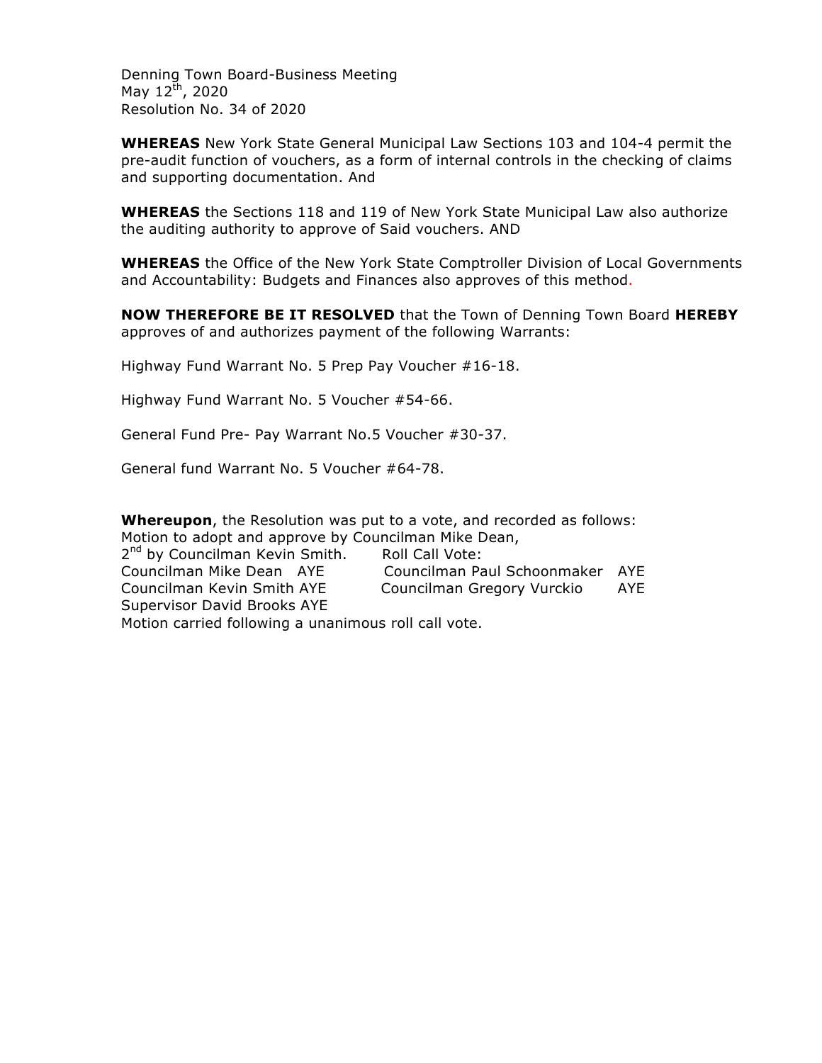Denning Town Board-Business Meeting
May 12th, 2020
Resolution No. 34 of 2020

**WHEREAS** New York State General Municipal Law Sections 103 and 104-4 permit the pre-audit function of vouchers, as a form of internal controls in the checking of claims and supporting documentation. And

**WHEREAS** the Sections 118 and 119 of New York State Municipal Law also authorize the auditing authority to approve of Said vouchers. AND

**WHEREAS** the Office of the New York State Comptroller Division of Local Governments and Accountability: Budgets and Finances also approves of this method.

**NOW THEREFORE BE IT RESOLVED** that the Town of Denning Town Board **HEREBY** approves of and authorizes payment of the following Warrants:

Highway Fund Warrant No. 5 Prep Pay Voucher #16-18.

Highway Fund Warrant No. 5 Voucher #54-66.

General Fund Pre- Pay Warrant No.5 Voucher #30-37.

General fund Warrant No. 5 Voucher #64-78.

**Whereupon**, the Resolution was put to a vote, and recorded as follows:
Motion to adopt and approve by Councilman Mike Dean,
2nd by Councilman Kevin Smith. Roll Call Vote:
Councilman Mike Dean AYE Councilman Paul Schoonmaker AYE
Councilman Kevin Smith AYE Councilman Gregory Vurckio AYE
Supervisor David Brooks AYE
Motion carried following a unanimous roll call vote.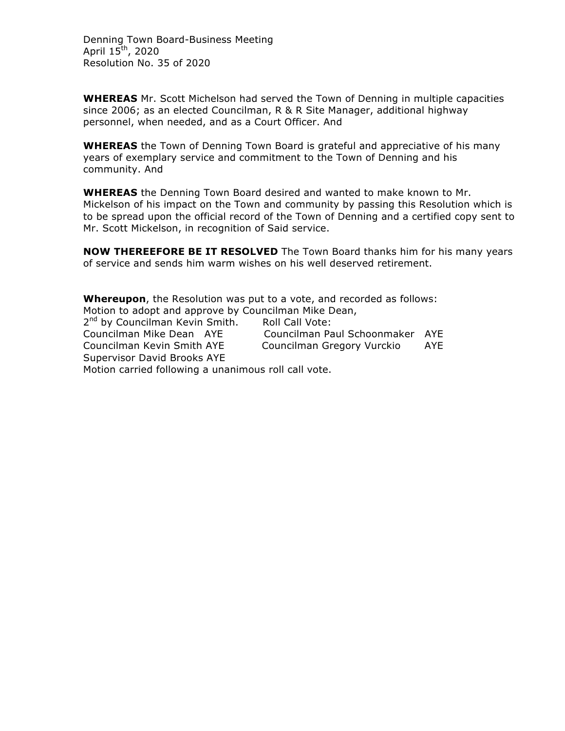Denning Town Board-Business Meeting
April 15th, 2020
Resolution No. 35 of 2020

**WHEREAS** Mr. Scott Michelson had served the Town of Denning in multiple capacities since 2006; as an elected Councilman, R & R Site Manager, additional highway personnel, when needed, and as a Court Officer. And

**WHEREAS** the Town of Denning Town Board is grateful and appreciative of his many years of exemplary service and commitment to the Town of Denning and his community. And

**WHEREAS** the Denning Town Board desired and wanted to make known to Mr. Mickelson of his impact on the Town and community by passing this Resolution which is to be spread upon the official record of the Town of Denning and a certified copy sent to Mr. Scott Mickelson, in recognition of Said service.

**NOW THEREEFORE BE IT RESOLVED** The Town Board thanks him for his many years of service and sends him warm wishes on his well deserved retirement.

**Whereupon**, the Resolution was put to a vote, and recorded as follows:
Motion to adopt and approve by Councilman Mike Dean,
2nd by Councilman Kevin Smith. Roll Call Vote:
Councilman Mike Dean AYE Councilman Paul Schoonmaker AYE
Councilman Kevin Smith AYE Councilman Gregory Vurckio AYE
Supervisor David Brooks AYE
Motion carried following a unanimous roll call vote.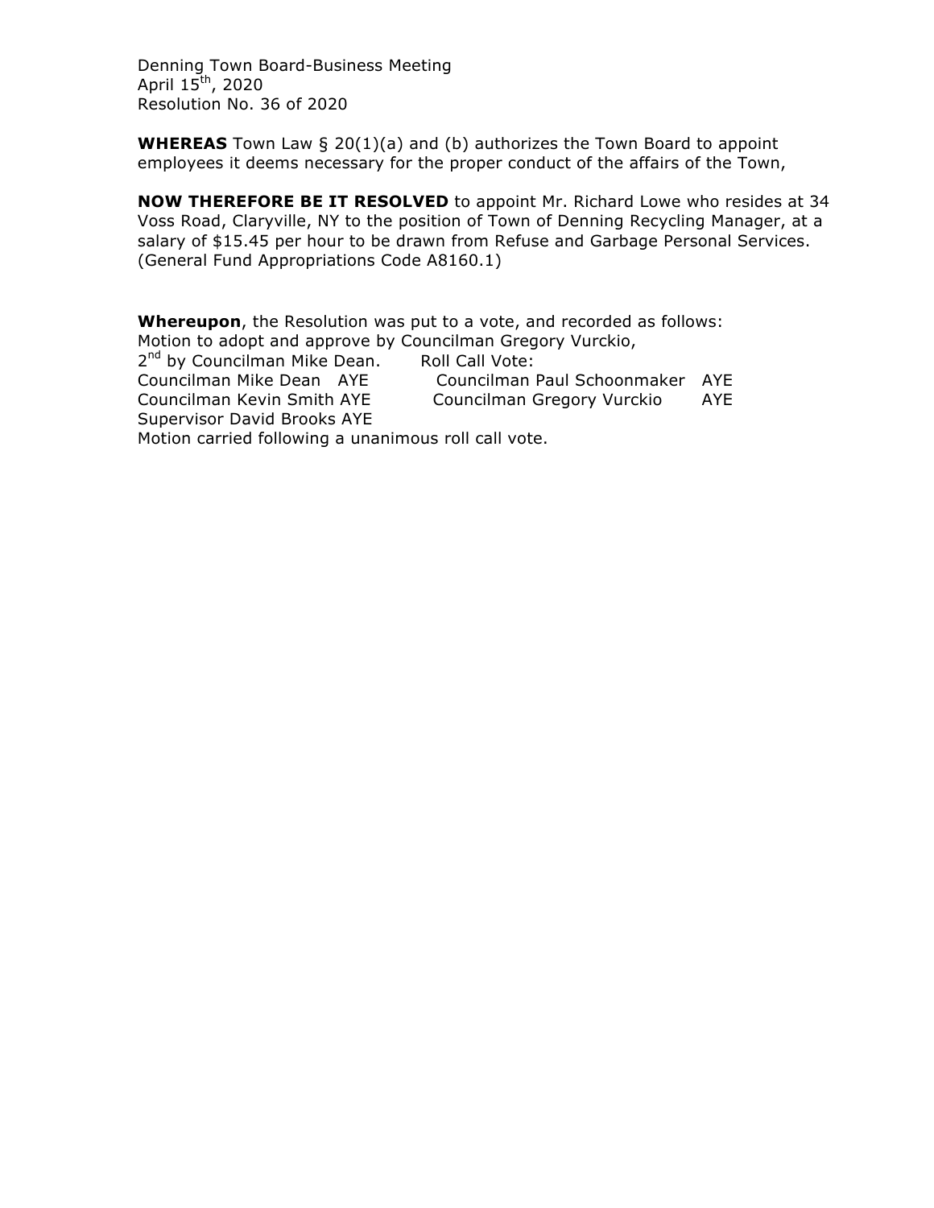Denning Town Board-Business Meeting
April 15th, 2020
Resolution No. 36 of 2020

**WHEREAS** Town Law § 20(1)(a) and (b) authorizes the Town Board to appoint employees it deems necessary for the proper conduct of the affairs of the Town,

**NOW THEREFORE BE IT RESOLVED** to appoint Mr. Richard Lowe who resides at 34 Voss Road, Claryville, NY to the position of Town of Denning Recycling Manager, at a salary of $15.45 per hour to be drawn from Refuse and Garbage Personal Services. (General Fund Appropriations Code A8160.1)

**Whereupon**, the Resolution was put to a vote, and recorded as follows:
Motion to adopt and approve by Councilman Gregory Vurckio,
2nd by Councilman Mike Dean. Roll Call Vote:

Councilman Mike Dean AYE
Councilman Paul Schoonmaker AYE
Councilman Kevin Smith AYE
Councilman Gregory Vurckio AYE
Supervisor David Brooks AYE

Motion carried following a unanimous roll call vote.